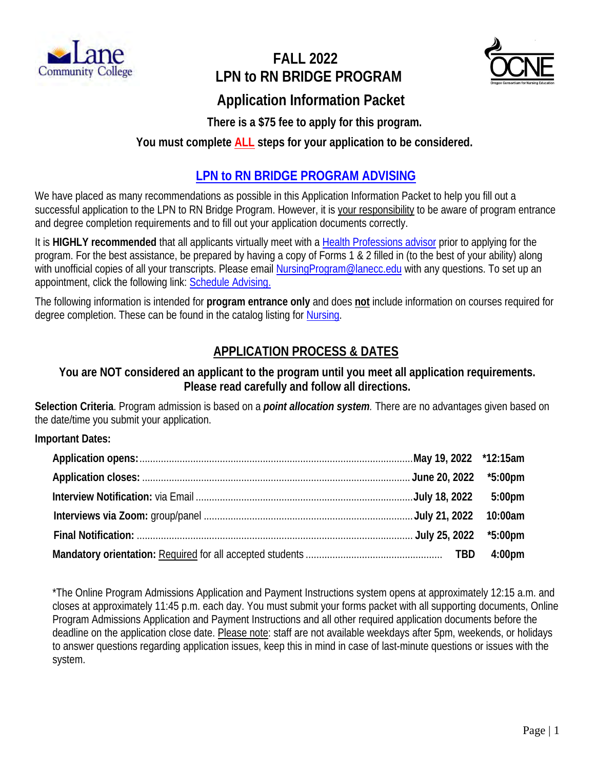# FALL 2022
# LPN to RN BRIDGE PROGRAM
## Application Information Packet

**There is a $75 fee to apply for this program.**

**You must complete ALL steps for your application to be considered.**

## LPN to RN BRIDGE PROGRAM ADVISING

We have placed as many recommendations as possible in this Application Information Packet to help you fill out a successful application to the LPN to RN Bridge Program. However, it is your responsibility to be aware of program entrance and degree completion requirements and to fill out your application documents correctly.

It is **HIGHLY recommended** that all applicants virtually meet with a Health Professions advisor prior to applying for the program. For the best assistance, be prepared by having a copy of Forms 1 & 2 filled in (to the best of your ability) along with unofficial copies of all your transcripts. Please email NursingProgram@lanecc.edu with any questions. To set up an appointment, click the following link: Schedule Advising.

The following information is intended for **program entrance only** and does **not** include information on courses required for degree completion. These can be found in the catalog listing for Nursing.

## APPLICATION PROCESS & DATES

**You are NOT considered an applicant to the program until you meet all application requirements. Please read carefully and follow all directions.**

**Selection Criteria**. Program admission is based on a ***point allocation system***. There are no advantages given based on the date/time you submit your application.

**Important Dates:**

| | | |
|---|---|---|
| **Application opens:** | **May 19, 2022** | ***12:15am** |
| **Application closes:** | **June 20, 2022** | ***5:00pm** |
| **Interview Notification:** via Email | **July 18, 2022** | **5:00pm** |
| **Interviews via Zoom:** group/panel | **July 21, 2022** | **10:00am** |
| **Final Notification:** | **July 25, 2022** | ***5:00pm** |
| **Mandatory orientation:** Required for all accepted students | **TBD** | **4:00pm** |

*The Online Program Admissions Application and Payment Instructions system opens at approximately 12:15 a.m. and closes at approximately 11:45 p.m. each day. You must submit your forms packet with all supporting documents, Online Program Admissions Application and Payment Instructions and all other required application documents before the deadline on the application close date. Please note: staff are not available weekdays after 5pm, weekends, or holidays to answer questions regarding application issues, keep this in mind in case of last-minute questions or issues with the system.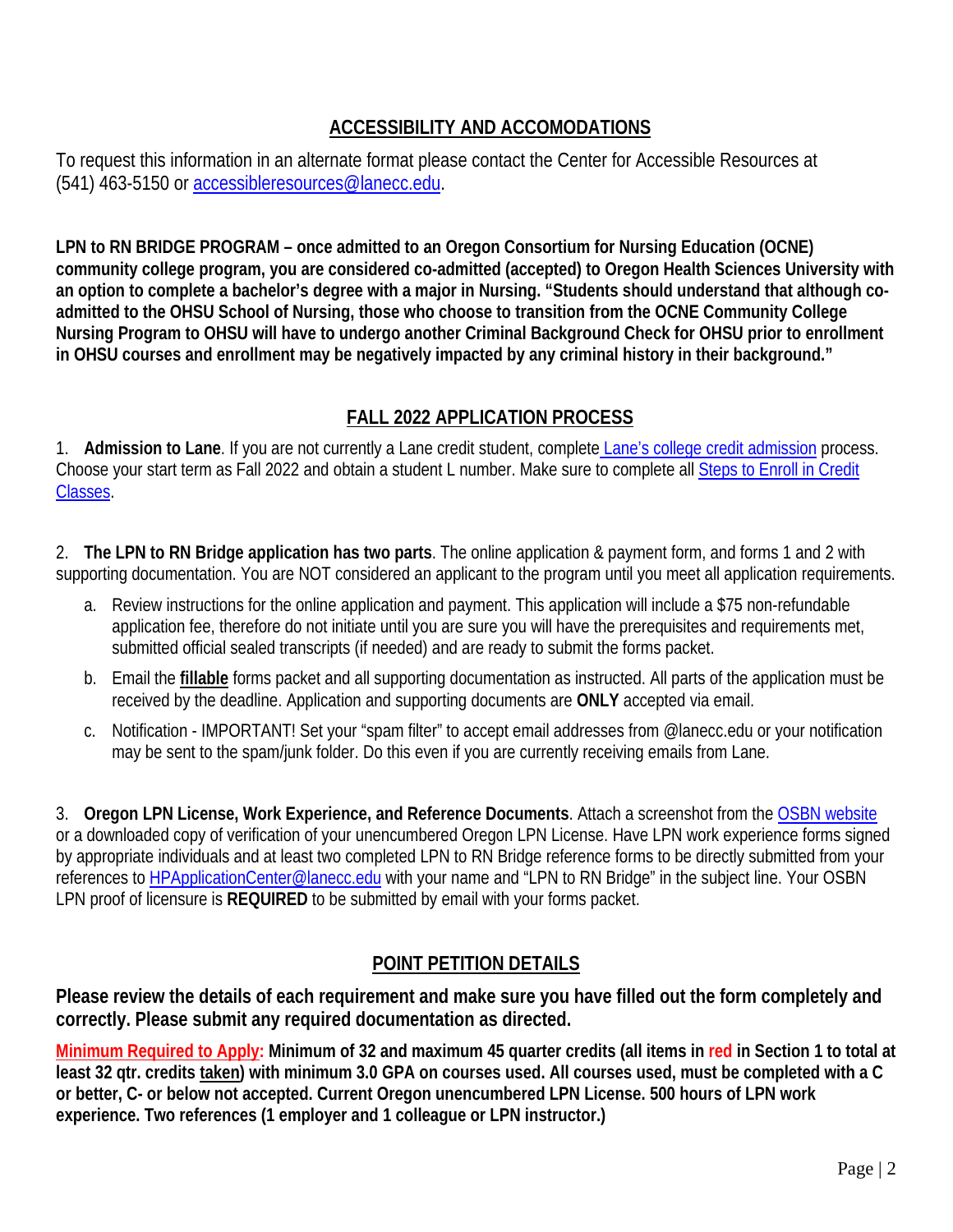## ACCESSIBILITY AND ACCOMODATIONS

To request this information in an alternate format please contact the Center for Accessible Resources at (541) 463-5150 or accessibleresources@lanecc.edu.

**LPN to RN BRIDGE PROGRAM – once admitted to an Oregon Consortium for Nursing Education (OCNE) community college program, you are considered co-admitted (accepted) to Oregon Health Sciences University with an option to complete a bachelor's degree with a major in Nursing. "Students should understand that although co-admitted to the OHSU School of Nursing, those who choose to transition from the OCNE Community College Nursing Program to OHSU will have to undergo another Criminal Background Check for OHSU prior to enrollment in OHSU courses and enrollment may be negatively impacted by any criminal history in their background."**

## FALL 2022 APPLICATION PROCESS

1. **Admission to Lane**. If you are not currently a Lane credit student, complete Lane's college credit admission process. Choose your start term as Fall 2022 and obtain a student L number. Make sure to complete all Steps to Enroll in Credit Classes.

2. **The LPN to RN Bridge application has two parts**. The online application & payment form, and forms 1 and 2 with supporting documentation. You are NOT considered an applicant to the program until you meet all application requirements.

   a. Review instructions for the online application and payment. This application will include a $75 non-refundable application fee, therefore do not initiate until you are sure you will have the prerequisites and requirements met, submitted official sealed transcripts (if needed) and are ready to submit the forms packet.

   b. Email the **fillable** forms packet and all supporting documentation as instructed. All parts of the application must be received by the deadline. Application and supporting documents are **ONLY** accepted via email.

   c. Notification - IMPORTANT! Set your "spam filter" to accept email addresses from @lanecc.edu or your notification may be sent to the spam/junk folder. Do this even if you are currently receiving emails from Lane.

3. **Oregon LPN License, Work Experience, and Reference Documents**. Attach a screenshot from the OSBN website or a downloaded copy of verification of your unencumbered Oregon LPN License. Have LPN work experience forms signed by appropriate individuals and at least two completed LPN to RN Bridge reference forms to be directly submitted from your references to HPApplicationCenter@lanecc.edu with your name and "LPN to RN Bridge" in the subject line. Your OSBN LPN proof of licensure is **REQUIRED** to be submitted by email with your forms packet.

## POINT PETITION DETAILS

**Please review the details of each requirement and make sure you have filled out the form completely and correctly. Please submit any required documentation as directed.**

**Minimum Required to Apply: Minimum of 32 and maximum 45 quarter credits (all items in red in Section 1 to total at least 32 qtr. credits taken) with minimum 3.0 GPA on courses used. All courses used, must be completed with a C or better, C- or below not accepted. Current Oregon unencumbered LPN License. 500 hours of LPN work experience. Two references (1 employer and 1 colleague or LPN instructor.)**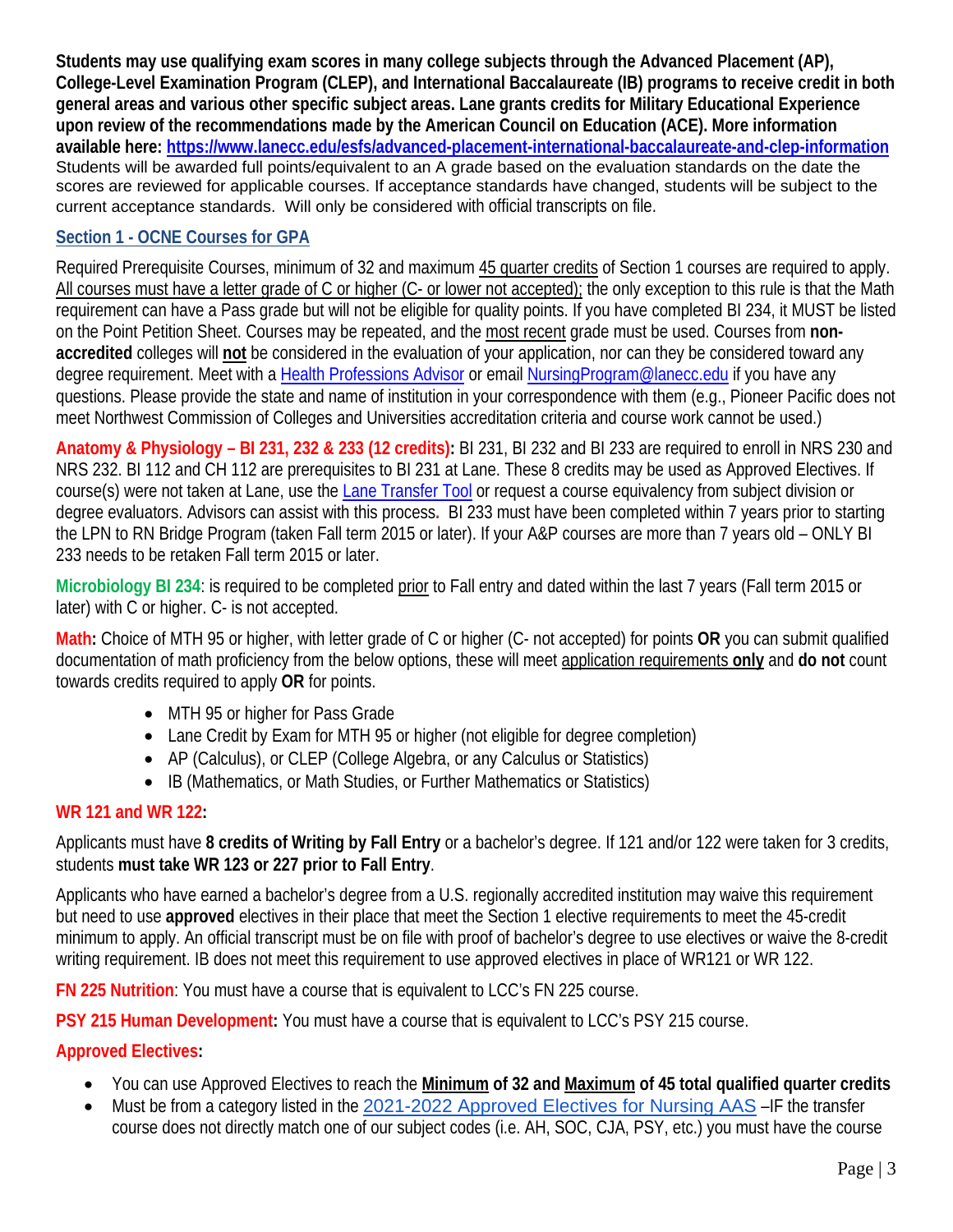**Students may use qualifying exam scores in many college subjects through the Advanced Placement (AP), College-Level Examination Program (CLEP), and International Baccalaureate (IB) programs to receive credit in both general areas and various other specific subject areas. Lane grants credits for Military Educational Experience upon review of the recommendations made by the American Council on Education (ACE). More information available here: [https://www.lanecc.edu/esfs/advanced-placement-international-baccalaureate-and-clep-information](https://www.lanecc.edu/esfs/advanced-placement-international-baccalaureate-and-clep-information)** Students will be awarded full points/equivalent to an A grade based on the evaluation standards on the date the scores are reviewed for applicable courses. If acceptance standards have changed, students will be subject to the current acceptance standards. Will only be considered with official transcripts on file.

## Section 1 - OCNE Courses for GPA

Required Prerequisite Courses, minimum of 32 and maximum 45 quarter credits of Section 1 courses are required to apply. All courses must have a letter grade of C or higher (C- or lower not accepted); the only exception to this rule is that the Math requirement can have a Pass grade but will not be eligible for quality points. If you have completed BI 234, it MUST be listed on the Point Petition Sheet. Courses may be repeated, and the most recent grade must be used. Courses from **non-accredited** colleges will **not** be considered in the evaluation of your application, nor can they be considered toward any degree requirement. Meet with a Health Professions Advisor or email NursingProgram@lanecc.edu if you have any questions. Please provide the state and name of institution in your correspondence with them (e.g., Pioneer Pacific does not meet Northwest Commission of Colleges and Universities accreditation criteria and course work cannot be used.)

**Anatomy & Physiology – BI 231, 232 & 233 (12 credits):** BI 231, BI 232 and BI 233 are required to enroll in NRS 230 and NRS 232. BI 112 and CH 112 are prerequisites to BI 231 at Lane. These 8 credits may be used as Approved Electives. If course(s) were not taken at Lane, use the Lane Transfer Tool or request a course equivalency from subject division or degree evaluators. Advisors can assist with this process. BI 233 must have been completed within 7 years prior to starting the LPN to RN Bridge Program (taken Fall term 2015 or later). If your A&P courses are more than 7 years old – ONLY BI 233 needs to be retaken Fall term 2015 or later.

**Microbiology BI 234**: is required to be completed prior to Fall entry and dated within the last 7 years (Fall term 2015 or later) with C or higher. C- is not accepted.

**Math:** Choice of MTH 95 or higher, with letter grade of C or higher (C- not accepted) for points **OR** you can submit qualified documentation of math proficiency from the below options, these will meet application requirements **only** and **do not** count towards credits required to apply **OR** for points.

- MTH 95 or higher for Pass Grade
- Lane Credit by Exam for MTH 95 or higher (not eligible for degree completion)
- AP (Calculus), or CLEP (College Algebra, or any Calculus or Statistics)
- IB (Mathematics, or Math Studies, or Further Mathematics or Statistics)

**WR 121 and WR 122:**

Applicants must have **8 credits of Writing by Fall Entry** or a bachelor's degree. If 121 and/or 122 were taken for 3 credits, students **must take WR 123 or 227 prior to Fall Entry**.

Applicants who have earned a bachelor's degree from a U.S. regionally accredited institution may waive this requirement but need to use **approved** electives in their place that meet the Section 1 elective requirements to meet the 45-credit minimum to apply. An official transcript must be on file with proof of bachelor's degree to use electives or waive the 8-credit writing requirement. IB does not meet this requirement to use approved electives in place of WR121 or WR 122.

**FN 225 Nutrition**: You must have a course that is equivalent to LCC's FN 225 course.

**PSY 215 Human Development:** You must have a course that is equivalent to LCC's PSY 215 course.

**Approved Electives:**

- You can use Approved Electives to reach the **Minimum of 32 and Maximum of 45 total qualified quarter credits**
- Must be from a category listed in the 2021-2022 Approved Electives for Nursing AAS –IF the transfer course does not directly match one of our subject codes (i.e. AH, SOC, CJA, PSY, etc.) you must have the course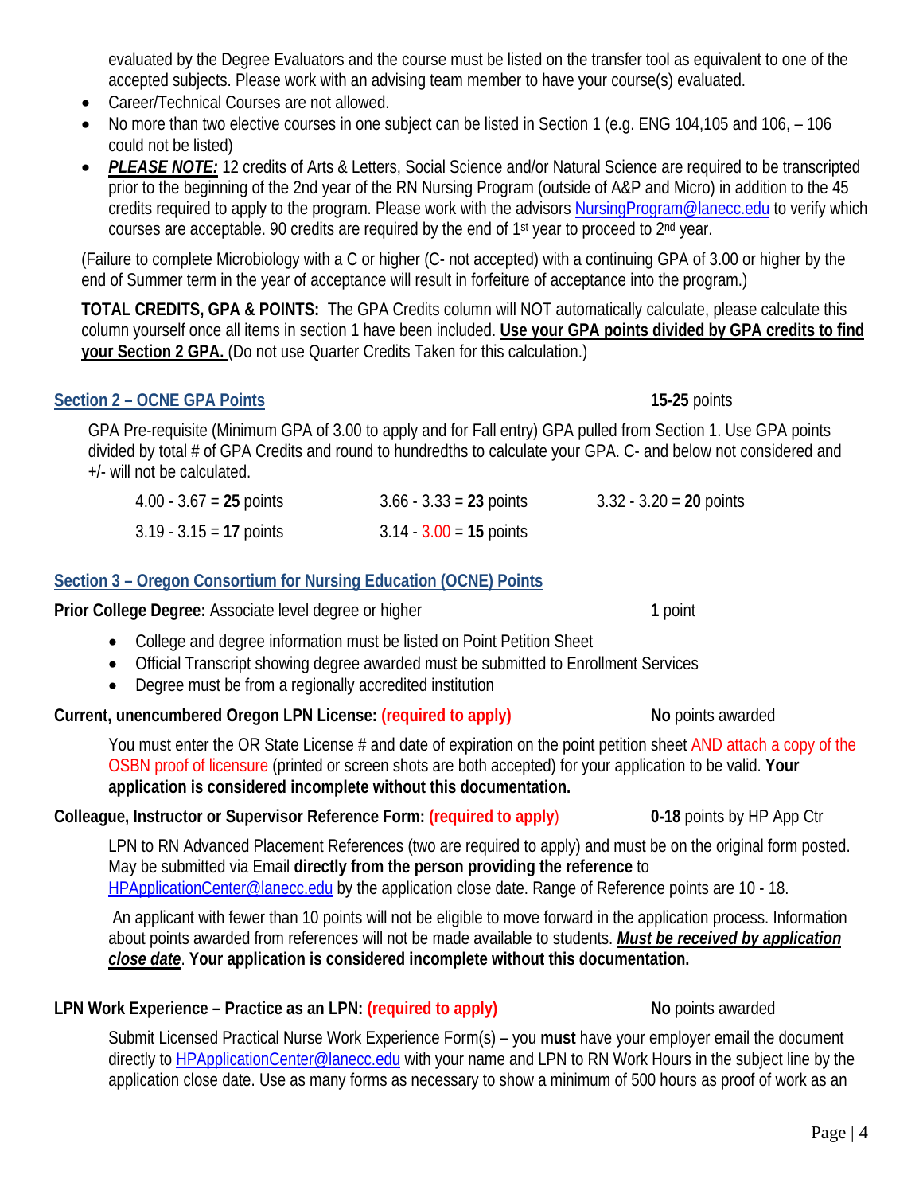evaluated by the Degree Evaluators and the course must be listed on the transfer tool as equivalent to one of the accepted subjects. Please work with an advising team member to have your course(s) evaluated.

- Career/Technical Courses are not allowed.
- No more than two elective courses in one subject can be listed in Section 1 (e.g. ENG 104,105 and 106, – 106 could not be listed)
- ***PLEASE NOTE:*** 12 credits of Arts & Letters, Social Science and/or Natural Science are required to be transcripted prior to the beginning of the 2nd year of the RN Nursing Program (outside of A&P and Micro) in addition to the 45 credits required to apply to the program. Please work with the advisors NursingProgram@lanecc.edu to verify which courses are acceptable. 90 credits are required by the end of 1st year to proceed to 2nd year.

(Failure to complete Microbiology with a C or higher (C- not accepted) with a continuing GPA of 3.00 or higher by the end of Summer term in the year of acceptance will result in forfeiture of acceptance into the program.)

**TOTAL CREDITS, GPA & POINTS:** The GPA Credits column will NOT automatically calculate, please calculate this column yourself once all items in section 1 have been included. **Use your GPA points divided by GPA credits to find your Section 2 GPA.** (Do not use Quarter Credits Taken for this calculation.)

## Section 2 – OCNE GPA Points — **15-25** points

GPA Pre-requisite (Minimum GPA of 3.00 to apply and for Fall entry) GPA pulled from Section 1. Use GPA points divided by total # of GPA Credits and round to hundredths to calculate your GPA. C- and below not considered and +/- will not be calculated.

| | | |
|---|---|---|
| 4.00 - 3.67 = **25** points | 3.66 - 3.33 = **23** points | 3.32 - 3.20 = **20** points |
| 3.19 - 3.15 = **17** points | 3.14 - 3.00 = **15** points | |

## Section 3 – Oregon Consortium for Nursing Education (OCNE) Points

**Prior College Degree:** Associate level degree or higher — **1** point

- College and degree information must be listed on Point Petition Sheet
- Official Transcript showing degree awarded must be submitted to Enrollment Services
- Degree must be from a regionally accredited institution

**Current, unencumbered Oregon LPN License: (required to apply)** — **No** points awarded

You must enter the OR State License # and date of expiration on the point petition sheet AND attach a copy of the OSBN proof of licensure (printed or screen shots are both accepted) for your application to be valid. **Your application is considered incomplete without this documentation.**

**Colleague, Instructor or Supervisor Reference Form: (required to apply)** — **0-18** points by HP App Ctr

LPN to RN Advanced Placement References (two are required to apply) and must be on the original form posted. May be submitted via Email **directly from the person providing the reference** to HPApplicationCenter@lanecc.edu by the application close date. Range of Reference points are 10 - 18.

An applicant with fewer than 10 points will not be eligible to move forward in the application process. Information about points awarded from references will not be made available to students. ***Must be received by application close date***. **Your application is considered incomplete without this documentation.**

**LPN Work Experience – Practice as an LPN: (required to apply)** — **No** points awarded

Submit Licensed Practical Nurse Work Experience Form(s) – you **must** have your employer email the document directly to HPApplicationCenter@lanecc.edu with your name and LPN to RN Work Hours in the subject line by the application close date. Use as many forms as necessary to show a minimum of 500 hours as proof of work as an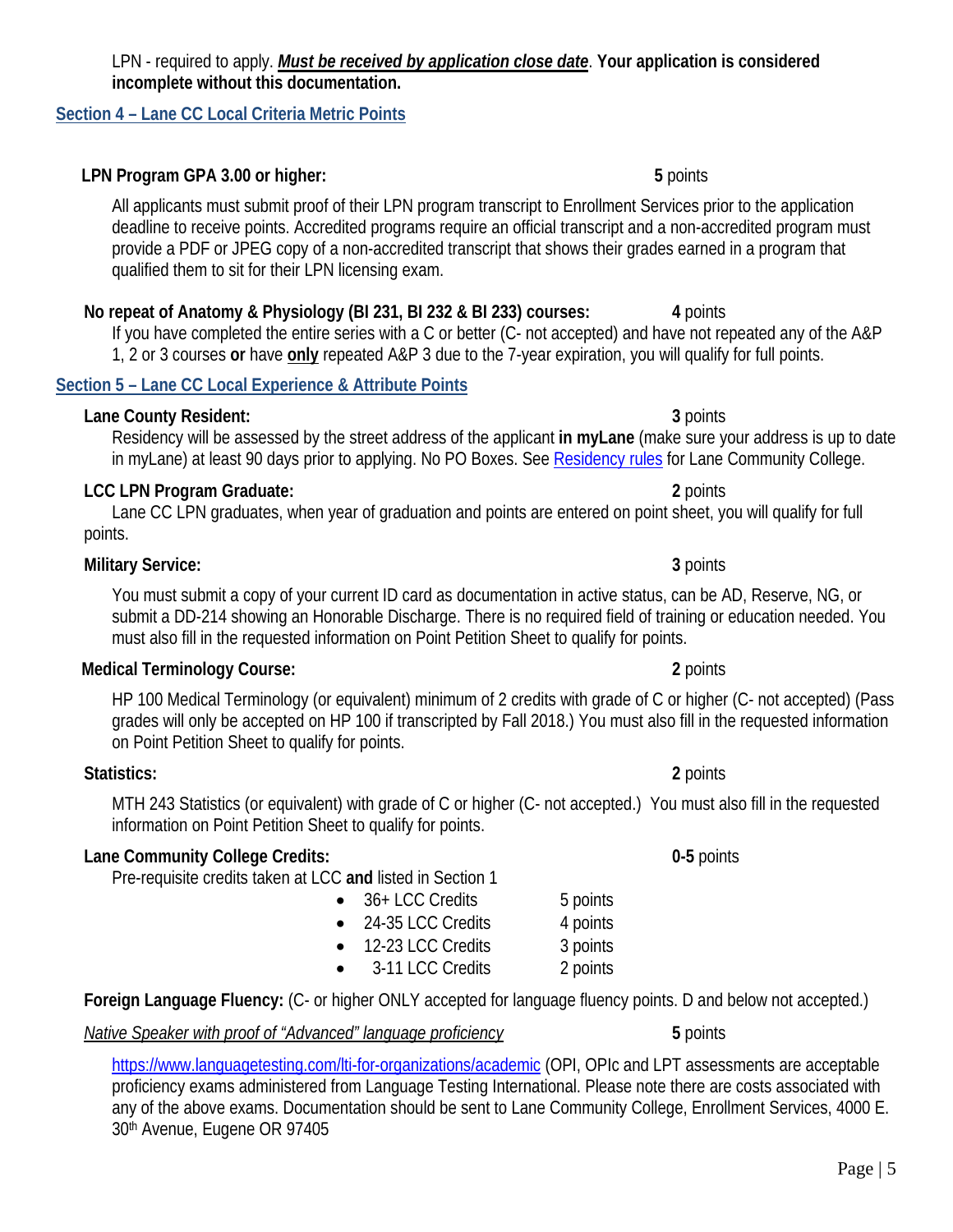LPN - required to apply. ***Must be received by application close date***. **Your application is considered incomplete without this documentation.**

## Section 4 – Lane CC Local Criteria Metric Points

**LPN Program GPA 3.00 or higher:** **5** points

All applicants must submit proof of their LPN program transcript to Enrollment Services prior to the application deadline to receive points. Accredited programs require an official transcript and a non-accredited program must provide a PDF or JPEG copy of a non-accredited transcript that shows their grades earned in a program that qualified them to sit for their LPN licensing exam.

**No repeat of Anatomy & Physiology (BI 231, BI 232 & BI 233) courses:** **4** points

If you have completed the entire series with a C or better (C- not accepted) and have not repeated any of the A&P 1, 2 or 3 courses **or** have **only** repeated A&P 3 due to the 7-year expiration, you will qualify for full points.

## Section 5 – Lane CC Local Experience & Attribute Points

**Lane County Resident:** **3** points

Residency will be assessed by the street address of the applicant **in myLane** (make sure your address is up to date in myLane) at least 90 days prior to applying. No PO Boxes. See [Residency rules](#) for Lane Community College.

**LCC LPN Program Graduate:** **2** points

Lane CC LPN graduates, when year of graduation and points are entered on point sheet, you will qualify for full points.

**Military Service:** **3** points

You must submit a copy of your current ID card as documentation in active status, can be AD, Reserve, NG, or submit a DD-214 showing an Honorable Discharge. There is no required field of training or education needed. You must also fill in the requested information on Point Petition Sheet to qualify for points.

**Medical Terminology Course:** **2** points

HP 100 Medical Terminology (or equivalent) minimum of 2 credits with grade of C or higher (C- not accepted) (Pass grades will only be accepted on HP 100 if transcripted by Fall 2018.) You must also fill in the requested information on Point Petition Sheet to qualify for points.

**Statistics:** **2** points

MTH 243 Statistics (or equivalent) with grade of C or higher (C- not accepted.) You must also fill in the requested information on Point Petition Sheet to qualify for points.

**Lane Community College Credits:** **0-5** points

Pre-requisite credits taken at LCC **and** listed in Section 1

- 36+ LCC Credits — 5 points
- 24-35 LCC Credits — 4 points
- 12-23 LCC Credits — 3 points
- 3-11 LCC Credits — 2 points

**Foreign Language Fluency:** (C- or higher ONLY accepted for language fluency points. D and below not accepted.)

*Native Speaker with proof of "Advanced" language proficiency* **5** points

https://www.languagetesting.com/lti-for-organizations/academic (OPI, OPIc and LPT assessments are acceptable proficiency exams administered from Language Testing International. Please note there are costs associated with any of the above exams. Documentation should be sent to Lane Community College, Enrollment Services, 4000 E. 30th Avenue, Eugene OR 97405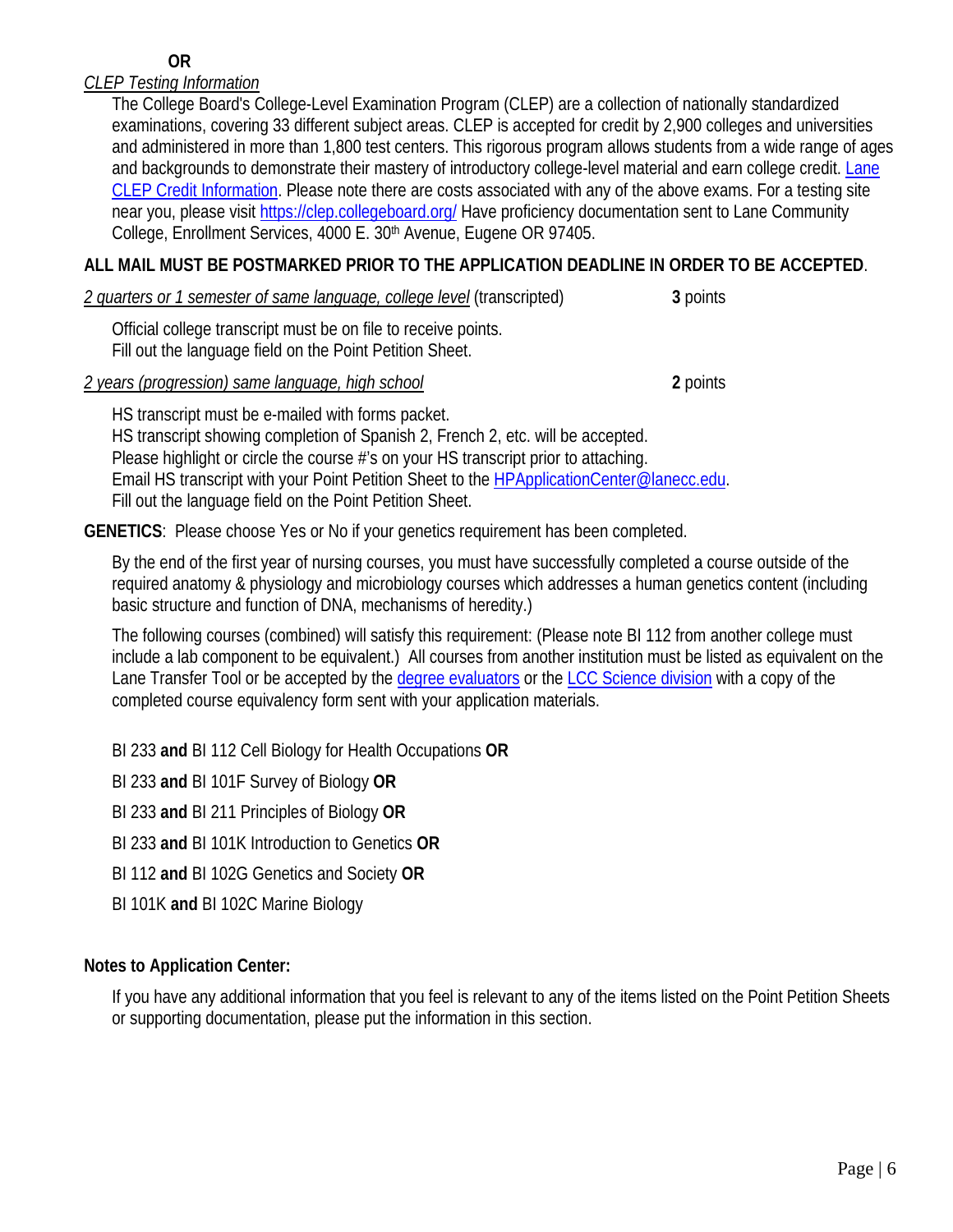**OR**

*CLEP Testing Information*

The College Board's College-Level Examination Program (CLEP) are a collection of nationally standardized examinations, covering 33 different subject areas. CLEP is accepted for credit by 2,900 colleges and universities and administered in more than 1,800 test centers. This rigorous program allows students from a wide range of ages and backgrounds to demonstrate their mastery of introductory college-level material and earn college credit. [Lane CLEP Credit Information](). Please note there are costs associated with any of the above exams. For a testing site near you, please visit https://clep.collegeboard.org/ Have proficiency documentation sent to Lane Community College, Enrollment Services, 4000 E. 30th Avenue, Eugene OR 97405.

**ALL MAIL MUST BE POSTMARKED PRIOR TO THE APPLICATION DEADLINE IN ORDER TO BE ACCEPTED**.

*2 quarters or 1 semester of same language, college level* (transcripted) **3** points

Official college transcript must be on file to receive points.
Fill out the language field on the Point Petition Sheet.

*2 years (progression) same language, high school* **2** points

HS transcript must be e-mailed with forms packet.
HS transcript showing completion of Spanish 2, French 2, etc. will be accepted.
Please highlight or circle the course #'s on your HS transcript prior to attaching.
Email HS transcript with your Point Petition Sheet to the HPApplicationCenter@lanecc.edu.
Fill out the language field on the Point Petition Sheet.

**GENETICS**: Please choose Yes or No if your genetics requirement has been completed.

By the end of the first year of nursing courses, you must have successfully completed a course outside of the required anatomy & physiology and microbiology courses which addresses a human genetics content (including basic structure and function of DNA, mechanisms of heredity.)

The following courses (combined) will satisfy this requirement: (Please note BI 112 from another college must include a lab component to be equivalent.) All courses from another institution must be listed as equivalent on the Lane Transfer Tool or be accepted by the degree evaluators or the LCC Science division with a copy of the completed course equivalency form sent with your application materials.

BI 233 **and** BI 112 Cell Biology for Health Occupations **OR**

BI 233 **and** BI 101F Survey of Biology **OR**

BI 233 **and** BI 211 Principles of Biology **OR**

BI 233 **and** BI 101K Introduction to Genetics **OR**

BI 112 **and** BI 102G Genetics and Society **OR**

BI 101K **and** BI 102C Marine Biology

**Notes to Application Center:**

If you have any additional information that you feel is relevant to any of the items listed on the Point Petition Sheets or supporting documentation, please put the information in this section.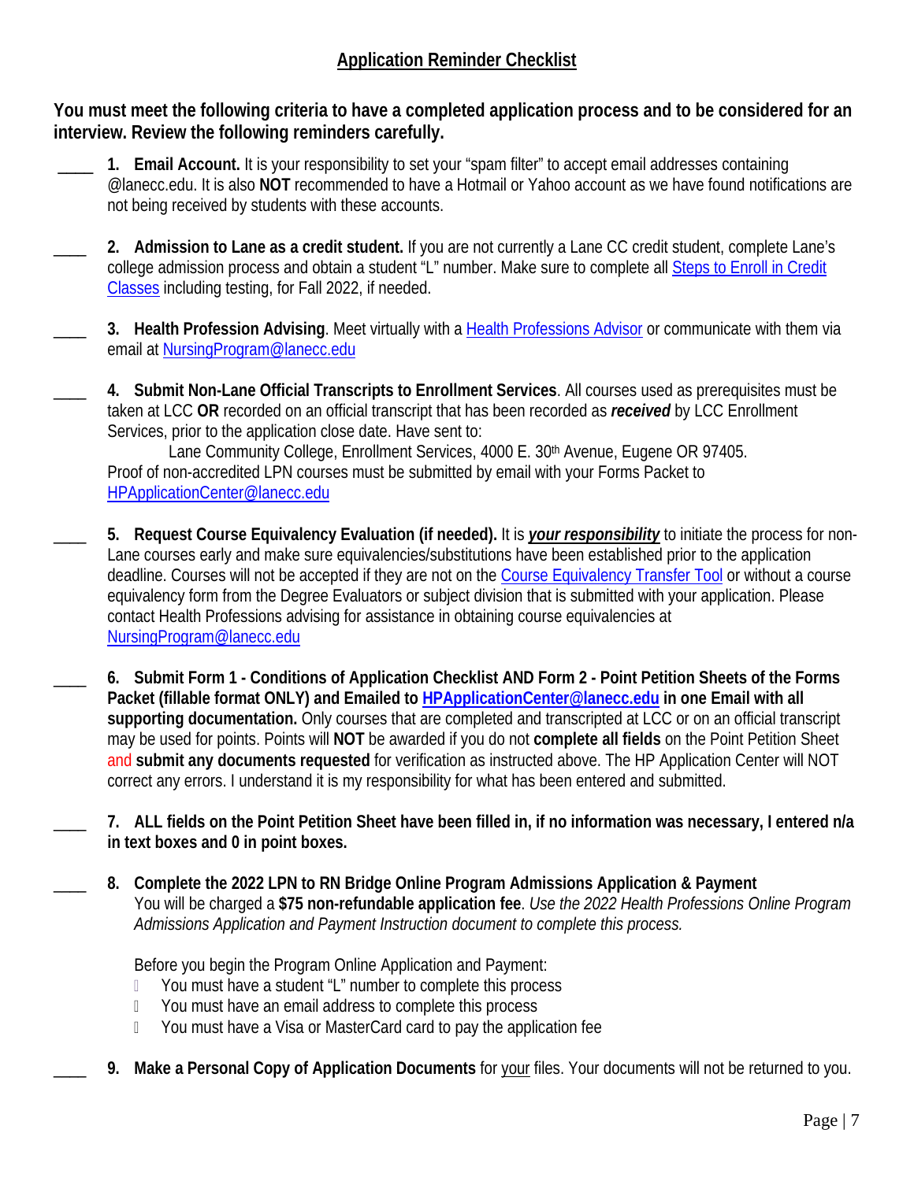## Application Reminder Checklist

**You must meet the following criteria to have a completed application process and to be considered for an interview. Review the following reminders carefully.**

____ **1. Email Account.** It is your responsibility to set your "spam filter" to accept email addresses containing @lanecc.edu. It is also **NOT** recommended to have a Hotmail or Yahoo account as we have found notifications are not being received by students with these accounts.

____ **2. Admission to Lane as a credit student.** If you are not currently a Lane CC credit student, complete Lane's college admission process and obtain a student "L" number. Make sure to complete all Steps to Enroll in Credit Classes including testing, for Fall 2022, if needed.

____ **3. Health Profession Advising**. Meet virtually with a Health Professions Advisor or communicate with them via email at NursingProgram@lanecc.edu

____ **4. Submit Non-Lane Official Transcripts to Enrollment Services**. All courses used as prerequisites must be taken at LCC **OR** recorded on an official transcript that has been recorded as ***received*** by LCC Enrollment Services, prior to the application close date. Have sent to:

Lane Community College, Enrollment Services, 4000 E. 30th Avenue, Eugene OR 97405.

Proof of non-accredited LPN courses must be submitted by email with your Forms Packet to HPApplicationCenter@lanecc.edu

____ **5. Request Course Equivalency Evaluation (if needed).** It is ***your responsibility*** to initiate the process for non-Lane courses early and make sure equivalencies/substitutions have been established prior to the application deadline. Courses will not be accepted if they are not on the Course Equivalency Transfer Tool or without a course equivalency form from the Degree Evaluators or subject division that is submitted with your application. Please contact Health Professions advising for assistance in obtaining course equivalencies at NursingProgram@lanecc.edu

____ **6. Submit Form 1 - Conditions of Application Checklist AND Form 2 - Point Petition Sheets of the Forms Packet (fillable format ONLY) and Emailed to HPApplicationCenter@lanecc.edu in one Email with all supporting documentation.** Only courses that are completed and transcripted at LCC or on an official transcript may be used for points. Points will **NOT** be awarded if you do not **complete all fields** on the Point Petition Sheet and **submit any documents requested** for verification as instructed above. The HP Application Center will NOT correct any errors. I understand it is my responsibility for what has been entered and submitted.

____ **7. ALL fields on the Point Petition Sheet have been filled in, if no information was necessary, I entered n/a in text boxes and 0 in point boxes.**

____ **8. Complete the 2022 LPN to RN Bridge Online Program Admissions Application & Payment**
You will be charged a **$75 non-refundable application fee**. *Use the 2022 Health Professions Online Program Admissions Application and Payment Instruction document to complete this process.*

Before you begin the Program Online Application and Payment:

- You must have a student "L" number to complete this process
- You must have an email address to complete this process
- You must have a Visa or MasterCard card to pay the application fee

____ **9. Make a Personal Copy of Application Documents** for your files. Your documents will not be returned to you.